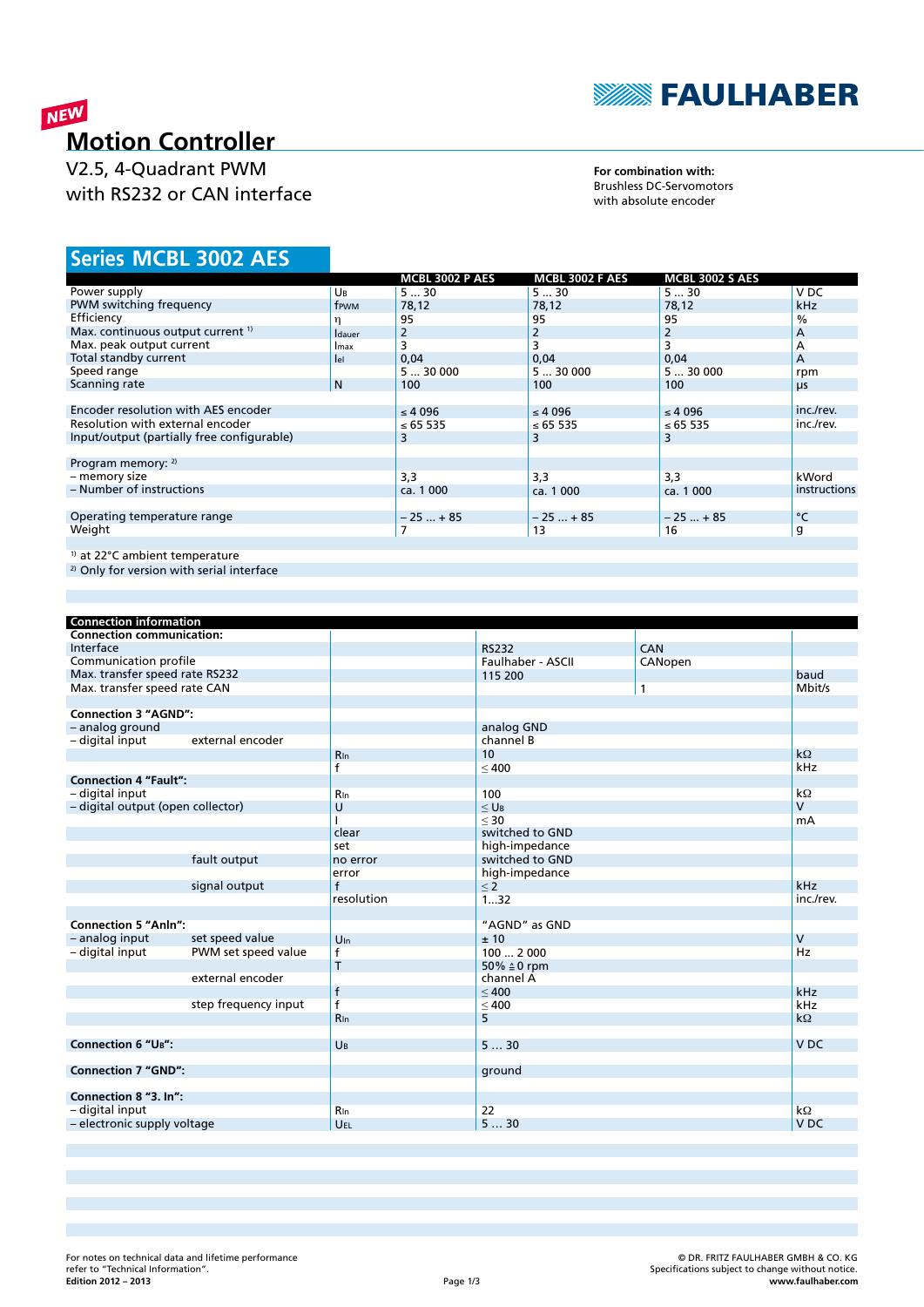NEW

# Motion Controller

V2.5, 4-Quadrant PWM
with RS232 or CAN interface

**For combination with:**
Brushless DC-Servomotors
with absolute encoder

## Series MCBL 3002 AES

| | | MCBL 3002 P AES | MCBL 3002 F AES | MCBL 3002 S AES | |
|---|---|---|---|---|---|
| Power supply | $U_B$ | 5 ... 30 | 5 ... 30 | 5 ... 30 | V DC |
| PWM switching frequency | $f_{PWM}$ | 78,12 | 78,12 | 78,12 | kHz |
| Efficiency | $\eta$ | 95 | 95 | 95 | % |
| Max. continuous output current [1] | $I_{dauer}$ | 2 | 2 | 2 | A |
| Max. peak output current | $I_{max}$ | 3 | 3 | 3 | A |
| Total standby current | $I_{el}$ | 0,04 | 0,04 | 0,04 | A |
| Speed range | | 5 ... 30 000 | 5 ... 30 000 | 5 ... 30 000 | rpm |
| Scanning rate | N | 100 | 100 | 100 | µs |
| | | | | | |
| Encoder resolution with AES encoder | | ≤ 4 096 | ≤ 4 096 | ≤ 4 096 | inc./rev. |
| Resolution with external encoder | | ≤ 65 535 | ≤ 65 535 | ≤ 65 535 | inc./rev. |
| Input/output (partially free configurable) | | 3 | 3 | 3 | |
| | | | | | |
| Program memory: [2] | | | | | |
| – memory size | | 3,3 | 3,3 | 3,3 | kWord |
| – Number of instructions | | ca. 1 000 | ca. 1 000 | ca. 1 000 | instructions |
| | | | | | |
| Operating temperature range | | – 25 ... + 85 | – 25 ... + 85 | – 25 ... + 85 | °C |
| Weight | | 7 | 13 | 16 | g |

[1] at 22°C ambient temperature
[2] Only for version with serial interface

| Connection information | | | | | |
|---|---|---|---|---|---|
| **Connection communication:** | | | | | |
| Interface | | | RS232 | CAN | |
| Communication profile | | | Faulhaber - ASCII | CANopen | |
| Max. transfer speed rate RS232 | | | 115 200 | | baud |
| Max. transfer speed rate CAN | | | | 1 | Mbit/s |
| | | | | | |
| **Connection 3 "AGND":** | | | | | |
| – analog ground | | | analog GND | | |
| – digital input | external encoder | | channel B | | |
| | | $R_{In}$ | 10 | | kΩ |
| | | f | ≤ 400 | | kHz |
| **Connection 4 "Fault":** | | | | | |
| – digital input | | $R_{In}$ | 100 | | kΩ |
| – digital output (open collector) | | U | ≤ $U_B$ | | V |
| | | I | ≤ 30 | | mA |
| | | clear | switched to GND | | |
| | | set | high-impedance | | |
| | fault output | no error | switched to GND | | |
| | | error | high-impedance | | |
| | signal output | f | ≤ 2 | | kHz |
| | | resolution | 1...32 | | inc./rev. |
| | | | | | |
| **Connection 5 "AnIn":** | | | "AGND" as GND | | |
| – analog input | set speed value | $U_{In}$ | ± 10 | | V |
| – digital input | PWM set speed value | f | 100 ... 2 000 | | Hz |
| | | T | 50% ≙ 0 rpm | | |
| | external encoder | | channel A | | |
| | | f | ≤ 400 | | kHz |
| | step frequency input | f | ≤ 400 | | kHz |
| | | $R_{In}$ | 5 | | kΩ |
| | | | | | |
| **Connection 6 "$U_B$":** | | $U_B$ | 5 ... 30 | | V DC |
| | | | | | |
| **Connection 7 "GND":** | | | ground | | |
| | | | | | |
| **Connection 8 "3. In":** | | | | | |
| – digital input | | $R_{In}$ | 22 | | kΩ |
| – electronic supply voltage | | $U_{EL}$ | 5 ... 30 | | V DC |

For notes on technical data and lifetime performance refer to "Technical Information".
Edition 2012 – 2013

© DR. FRITZ FAULHABER GMBH & CO. KG
Specifications subject to change without notice.
www.faulhaber.com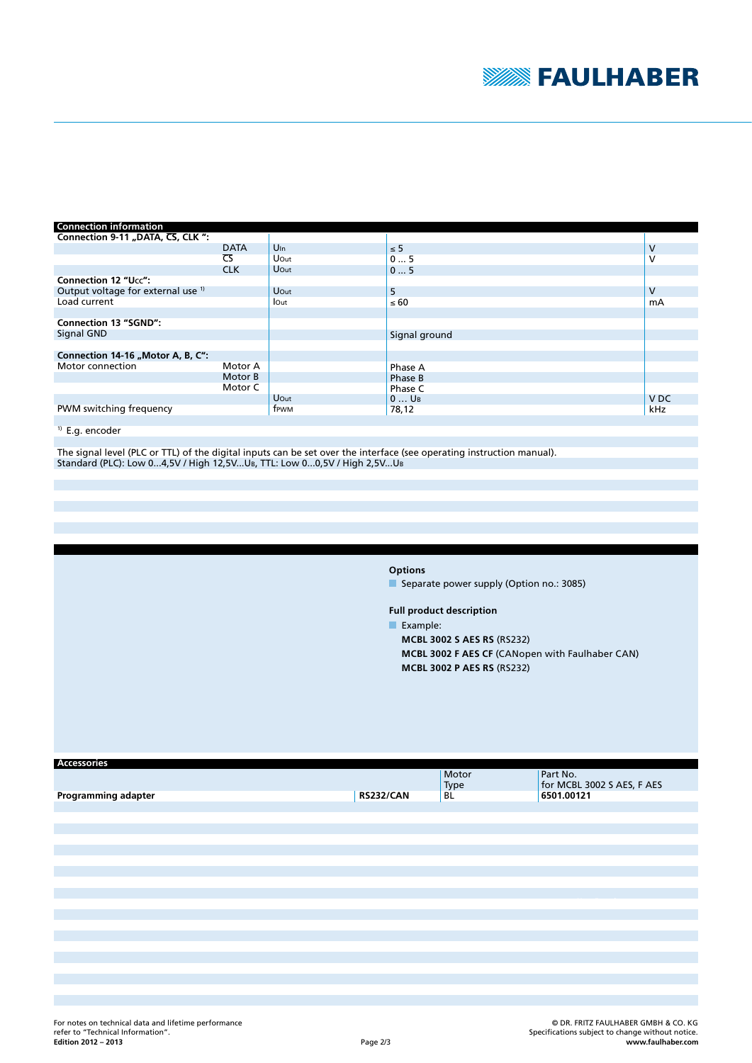## Connection information

| | | | | |
|---|---|---|---|---|
| **Connection 9-11 „DATA, $\overline{CS}$, CLK ":** | | | | |
| | DATA | $U_{In}$ | ≤ 5 | V |
| | $\overline{CS}$ | $U_{Out}$ | 0 … 5 | V |
| | CLK | $U_{Out}$ | 0 … 5 | |
| **Connection 12 "$U_{CC}$":** | | | | |
| Output voltage for external use [1] | | $U_{Out}$ | 5 | V |
| Load current | | $I_{Out}$ | ≤ 60 | mA |
| | | | | |
| **Connection 13 "SGND":** | | | | |
| Signal GND | | | Signal ground | |
| | | | | |
| **Connection 14-16 „Motor A, B, C":** | | | | |
| Motor connection | Motor A | | Phase A | |
| | Motor B | | Phase B | |
| | Motor C | | Phase C | |
| | | $U_{Out}$ | 0 … $U_B$ | V DC |
| PWM switching frequency | | $f_{PWM}$ | 78,12 | kHz |

[1] E.g. encoder

The signal level (PLC or TTL) of the digital inputs can be set over the interface (see operating instruction manual).
Standard (PLC): Low 0...4,5V / High 12,5V...$U_B$, TTL: Low 0...0,5V / High 2,5V...$U_B$

**Options**

- Separate power supply (Option no.: 3085)

**Full product description**

- Example:
  **MCBL 3002 S AES RS** (RS232)
  **MCBL 3002 F AES CF** (CANopen with Faulhaber CAN)
  **MCBL 3002 P AES RS** (RS232)

## Accessories

| | | Motor Type | Part No. for MCBL 3002 S AES, F AES |
|---|---|---|---|
| **Programming adapter** | **RS232/CAN** | BL | **6501.00121** |

For notes on technical data and lifetime performance refer to "Technical Information".
**Edition 2012 – 2013**

© DR. FRITZ FAULHABER GMBH & CO. KG
Specifications subject to change without notice.
**www.faulhaber.com**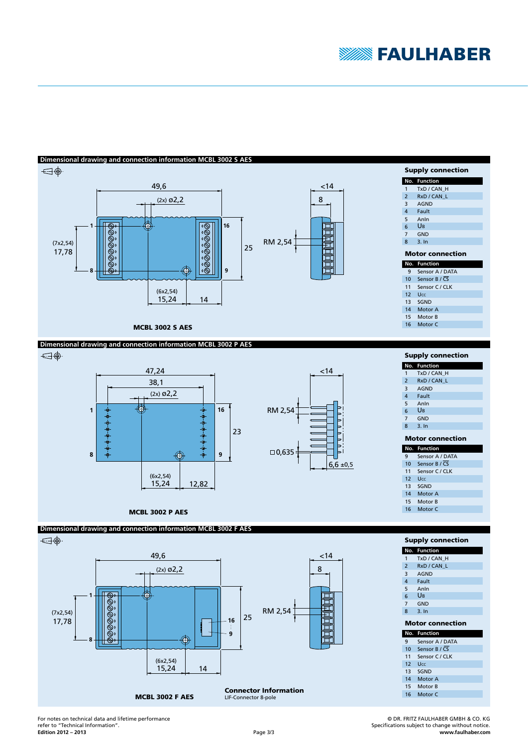## Dimensional drawing and connection information MCBL 3002 S AES

49,6
(2x) ø2,2
<14
8
1
16
(7x2,54)
17,78
25
RM 2,54
8
9
(6x2,54)
15,24
14

**MCBL 3002 S AES**

### Supply connection

| No. | Function |
|---|---|
| 1 | TxD / CAN_H |
| 2 | RxD / CAN_L |
| 3 | AGND |
| 4 | Fault |
| 5 | AnIn |
| 6 | $U_B$ |
| 7 | GND |
| 8 | 3. In |

### Motor connection

| No. | Function |
|---|---|
| 9 | Sensor A / DATA |
| 10 | Sensor B / $\overline{CS}$ |
| 11 | Sensor C / CLK |
| 12 | $U_{CC}$ |
| 13 | SGND |
| 14 | Motor A |
| 15 | Motor B |
| 16 | Motor C |

## Dimensional drawing and connection information MCBL 3002 P AES

47,24
38,1
(2x) ø2,2
<14
1
16
RM 2,54
23
8
9
□0,635
6,6 ±0,5
(6x2,54)
15,24
12,82

**MCBL 3002 P AES**

### Supply connection

| No. | Function |
|---|---|
| 1 | TxD / CAN_H |
| 2 | RxD / CAN_L |
| 3 | AGND |
| 4 | Fault |
| 5 | AnIn |
| 6 | $U_B$ |
| 7 | GND |
| 8 | 3. In |

### Motor connection

| No. | Function |
|---|---|
| 9 | Sensor A / DATA |
| 10 | Sensor B / $\overline{CS}$ |
| 11 | Sensor C / CLK |
| 12 | $U_{CC}$ |
| 13 | SGND |
| 14 | Motor A |
| 15 | Motor B |
| 16 | Motor C |

## Dimensional drawing and connection information MCBL 3002 F AES

49,6
(2x) ø2,2
<14
8
1
(7x2,54)
17,78
16
9
25
RM 2,54
8
(6x2,54)
15,24
14

**MCBL 3002 F AES**

**Connector Information**
LIF-Connector 8-pole

### Supply connection

| No. | Function |
|---|---|
| 1 | TxD / CAN_H |
| 2 | RxD / CAN_L |
| 3 | AGND |
| 4 | Fault |
| 5 | AnIn |
| 6 | $U_B$ |
| 7 | GND |
| 8 | 3. In |

### Motor connection

| No. | Function |
|---|---|
| 9 | Sensor A / DATA |
| 10 | Sensor B / $\overline{CS}$ |
| 11 | Sensor C / CLK |
| 12 | $U_{CC}$ |
| 13 | SGND |
| 14 | Motor A |
| 15 | Motor B |
| 16 | Motor C |

For notes on technical data and lifetime performance refer to "Technical Information".
**Edition 2012 – 2013**

© DR. FRITZ FAULHABER GMBH & CO. KG
Specifications subject to change without notice.
**www.faulhaber.com**